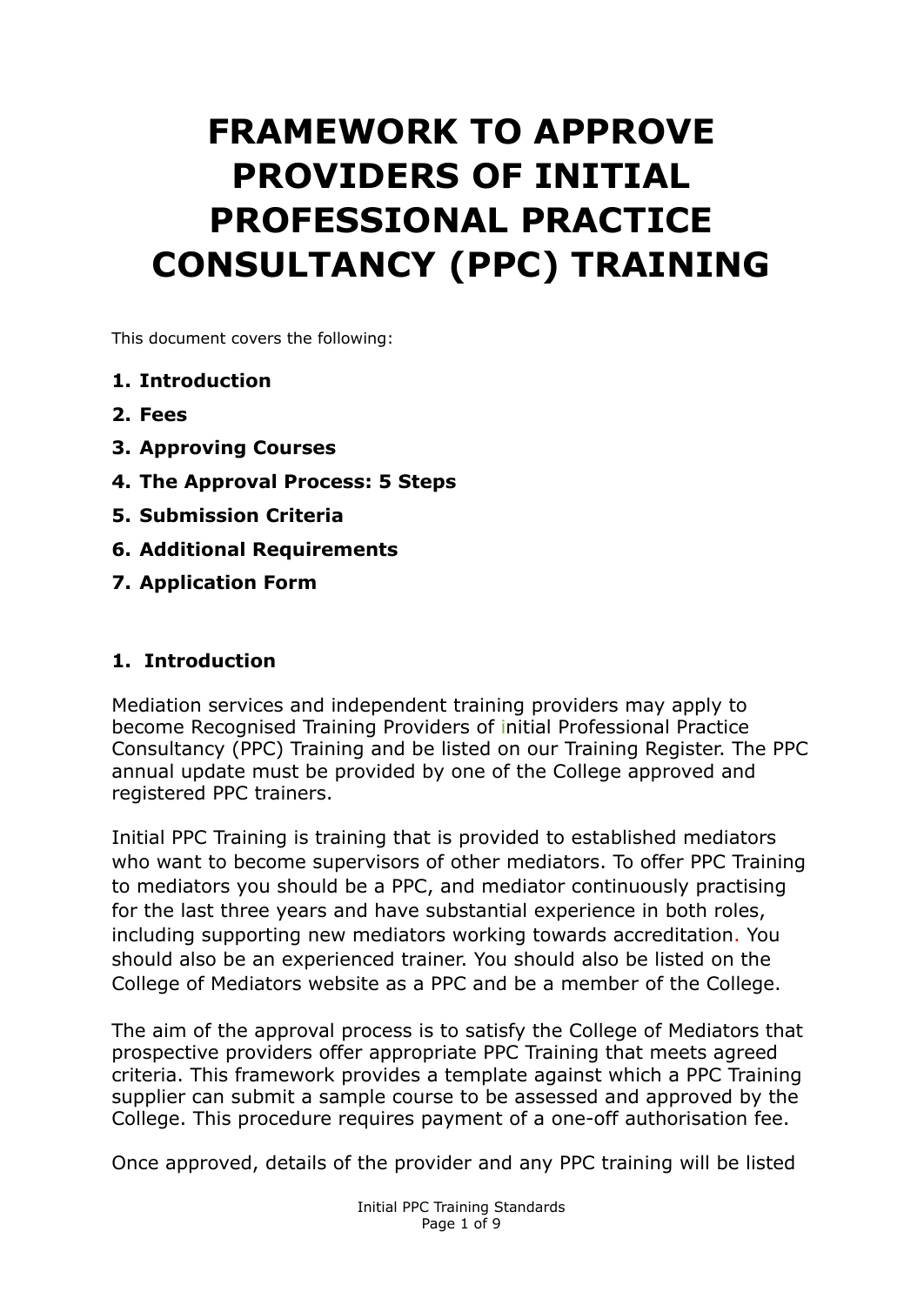# FRAMEWORK TO APPROVE PROVIDERS OF INITIAL PROFESSIONAL PRACTICE CONSULTANCY (PPC) TRAINING

This document covers the following:

1. **Introduction**
2. **Fees**
3. **Approving Courses**
4. **The Approval Process: 5 Steps**
5. **Submission Criteria**
6. **Additional Requirements**
7. **Application Form**

## 1. Introduction

Mediation services and independent training providers may apply to become Recognised Training Providers of initial Professional Practice Consultancy (PPC) Training and be listed on our Training Register. The PPC annual update must be provided by one of the College approved and registered PPC trainers.

Initial PPC Training is training that is provided to established mediators who want to become supervisors of other mediators. To offer PPC Training to mediators you should be a PPC, and mediator continuously practising for the last three years and have substantial experience in both roles, including supporting new mediators working towards accreditation. You should also be an experienced trainer. You should also be listed on the College of Mediators website as a PPC and be a member of the College.

The aim of the approval process is to satisfy the College of Mediators that prospective providers offer appropriate PPC Training that meets agreed criteria. This framework provides a template against which a PPC Training supplier can submit a sample course to be assessed and approved by the College. This procedure requires payment of a one-off authorisation fee.

Once approved, details of the provider and any PPC training will be listed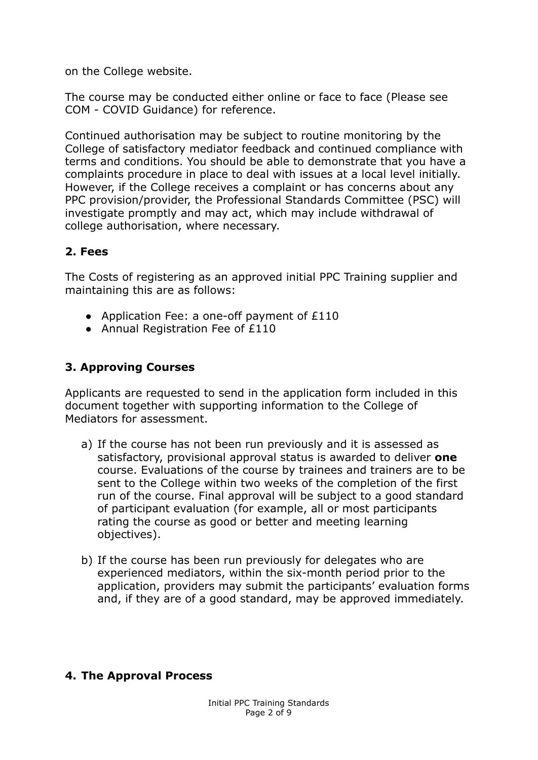on the College website.

The course may be conducted either online or face to face (Please see COM - COVID Guidance) for reference.

Continued authorisation may be subject to routine monitoring by the College of satisfactory mediator feedback and continued compliance with terms and conditions. You should be able to demonstrate that you have a complaints procedure in place to deal with issues at a local level initially. However, if the College receives a complaint or has concerns about any PPC provision/provider, the Professional Standards Committee (PSC) will investigate promptly and may act, which may include withdrawal of college authorisation, where necessary.

## 2. Fees

The Costs of registering as an approved initial PPC Training supplier and maintaining this are as follows:

- Application Fee: a one-off payment of £110
- Annual Registration Fee of £110

## 3. Approving Courses

Applicants are requested to send in the application form included in this document together with supporting information to the College of Mediators for assessment.

a) If the course has not been run previously and it is assessed as satisfactory, provisional approval status is awarded to deliver **one** course. Evaluations of the course by trainees and trainers are to be sent to the College within two weeks of the completion of the first run of the course. Final approval will be subject to a good standard of participant evaluation (for example, all or most participants rating the course as good or better and meeting learning objectives).

b) If the course has been run previously for delegates who are experienced mediators, within the six-month period prior to the application, providers may submit the participants' evaluation forms and, if they are of a good standard, may be approved immediately.

## 4. The Approval Process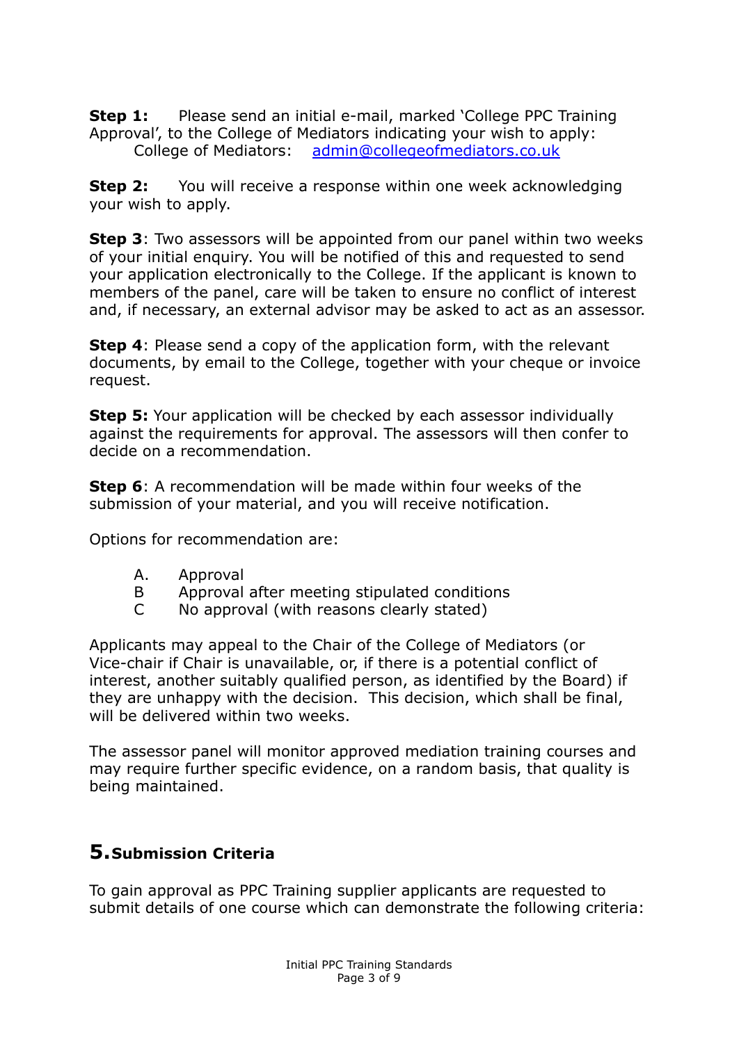**Step 1:** Please send an initial e-mail, marked 'College PPC Training Approval', to the College of Mediators indicating your wish to apply:
College of Mediators: admin@collegeofmediators.co.uk

**Step 2:** You will receive a response within one week acknowledging your wish to apply.

**Step 3**: Two assessors will be appointed from our panel within two weeks of your initial enquiry. You will be notified of this and requested to send your application electronically to the College. If the applicant is known to members of the panel, care will be taken to ensure no conflict of interest and, if necessary, an external advisor may be asked to act as an assessor.

**Step 4**: Please send a copy of the application form, with the relevant documents, by email to the College, together with your cheque or invoice request.

**Step 5:** Your application will be checked by each assessor individually against the requirements for approval. The assessors will then confer to decide on a recommendation.

**Step 6**: A recommendation will be made within four weeks of the submission of your material, and you will receive notification.

Options for recommendation are:

A. Approval
B Approval after meeting stipulated conditions
C No approval (with reasons clearly stated)

Applicants may appeal to the Chair of the College of Mediators (or Vice-chair if Chair is unavailable, or, if there is a potential conflict of interest, another suitably qualified person, as identified by the Board) if they are unhappy with the decision. This decision, which shall be final, will be delivered within two weeks.

The assessor panel will monitor approved mediation training courses and may require further specific evidence, on a random basis, that quality is being maintained.

## 5. Submission Criteria

To gain approval as PPC Training supplier applicants are requested to submit details of one course which can demonstrate the following criteria: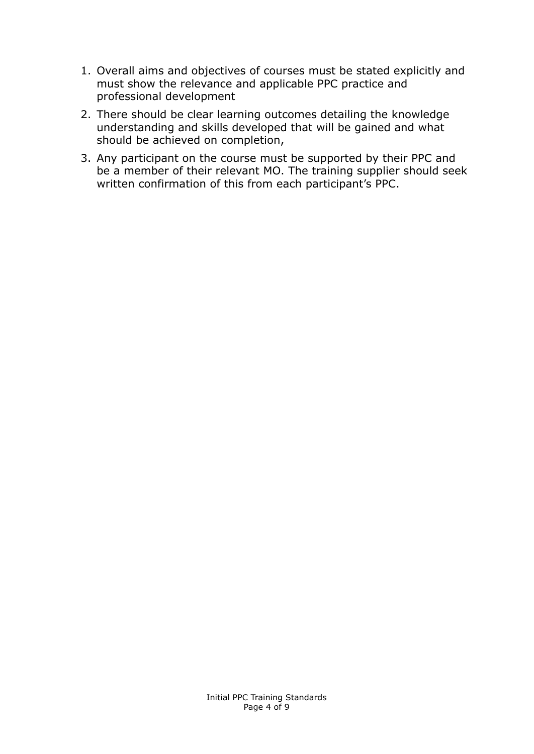1. Overall aims and objectives of courses must be stated explicitly and must show the relevance and applicable PPC practice and professional development
2. There should be clear learning outcomes detailing the knowledge understanding and skills developed that will be gained and what should be achieved on completion,
3. Any participant on the course must be supported by their PPC and be a member of their relevant MO. The training supplier should seek written confirmation of this from each participant's PPC.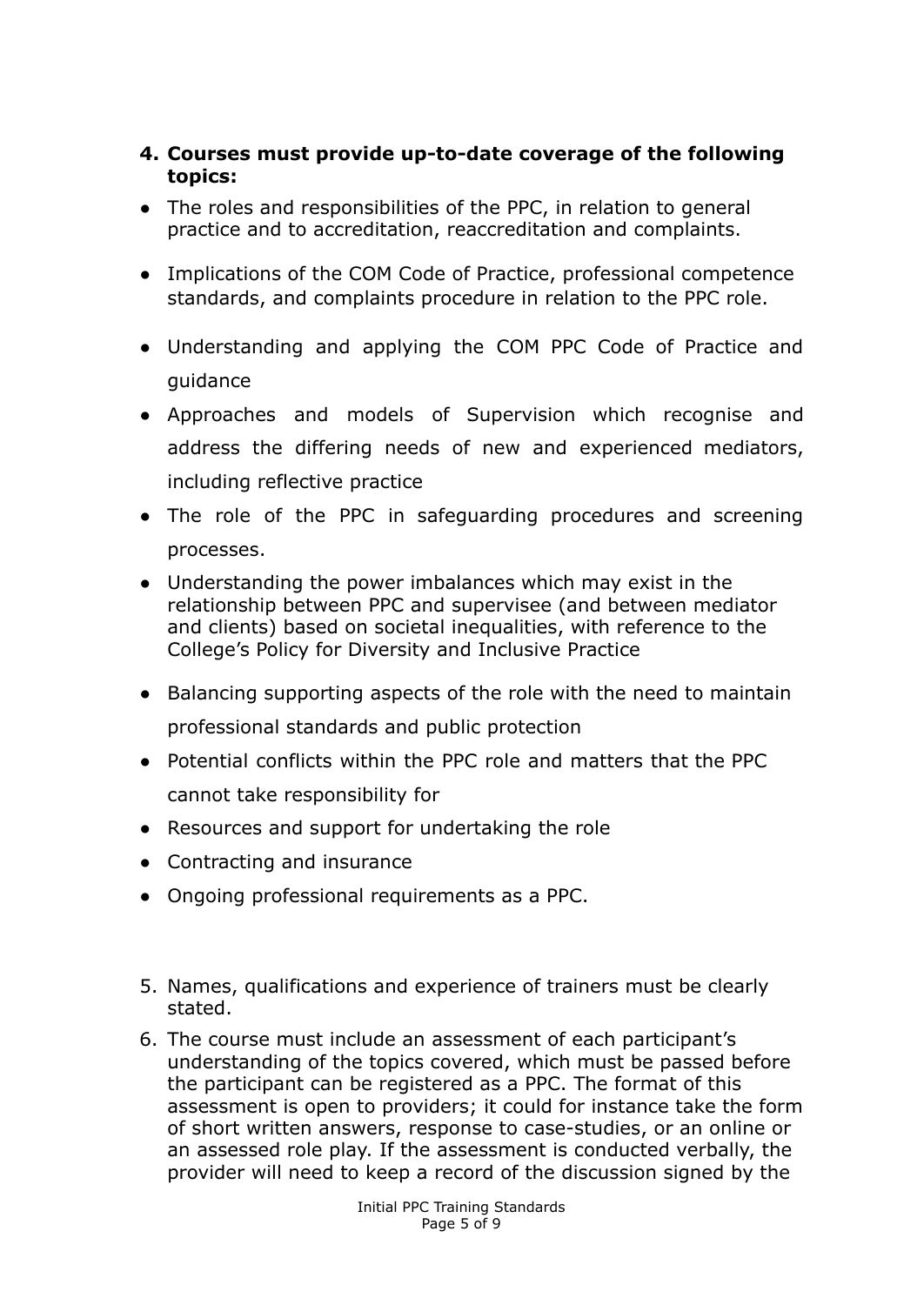4. **Courses must provide up-to-date coverage of the following topics:**

- The roles and responsibilities of the PPC, in relation to general practice and to accreditation, reaccreditation and complaints.
- Implications of the COM Code of Practice, professional competence standards, and complaints procedure in relation to the PPC role.
- Understanding and applying the COM PPC Code of Practice and guidance
- Approaches and models of Supervision which recognise and address the differing needs of new and experienced mediators, including reflective practice
- The role of the PPC in safeguarding procedures and screening processes.
- Understanding the power imbalances which may exist in the relationship between PPC and supervisee (and between mediator and clients) based on societal inequalities, with reference to the College's Policy for Diversity and Inclusive Practice
- Balancing supporting aspects of the role with the need to maintain professional standards and public protection
- Potential conflicts within the PPC role and matters that the PPC cannot take responsibility for
- Resources and support for undertaking the role
- Contracting and insurance
- Ongoing professional requirements as a PPC.

5. Names, qualifications and experience of trainers must be clearly stated.
6. The course must include an assessment of each participant's understanding of the topics covered, which must be passed before the participant can be registered as a PPC. The format of this assessment is open to providers; it could for instance take the form of short written answers, response to case-studies, or an online or an assessed role play. If the assessment is conducted verbally, the provider will need to keep a record of the discussion signed by the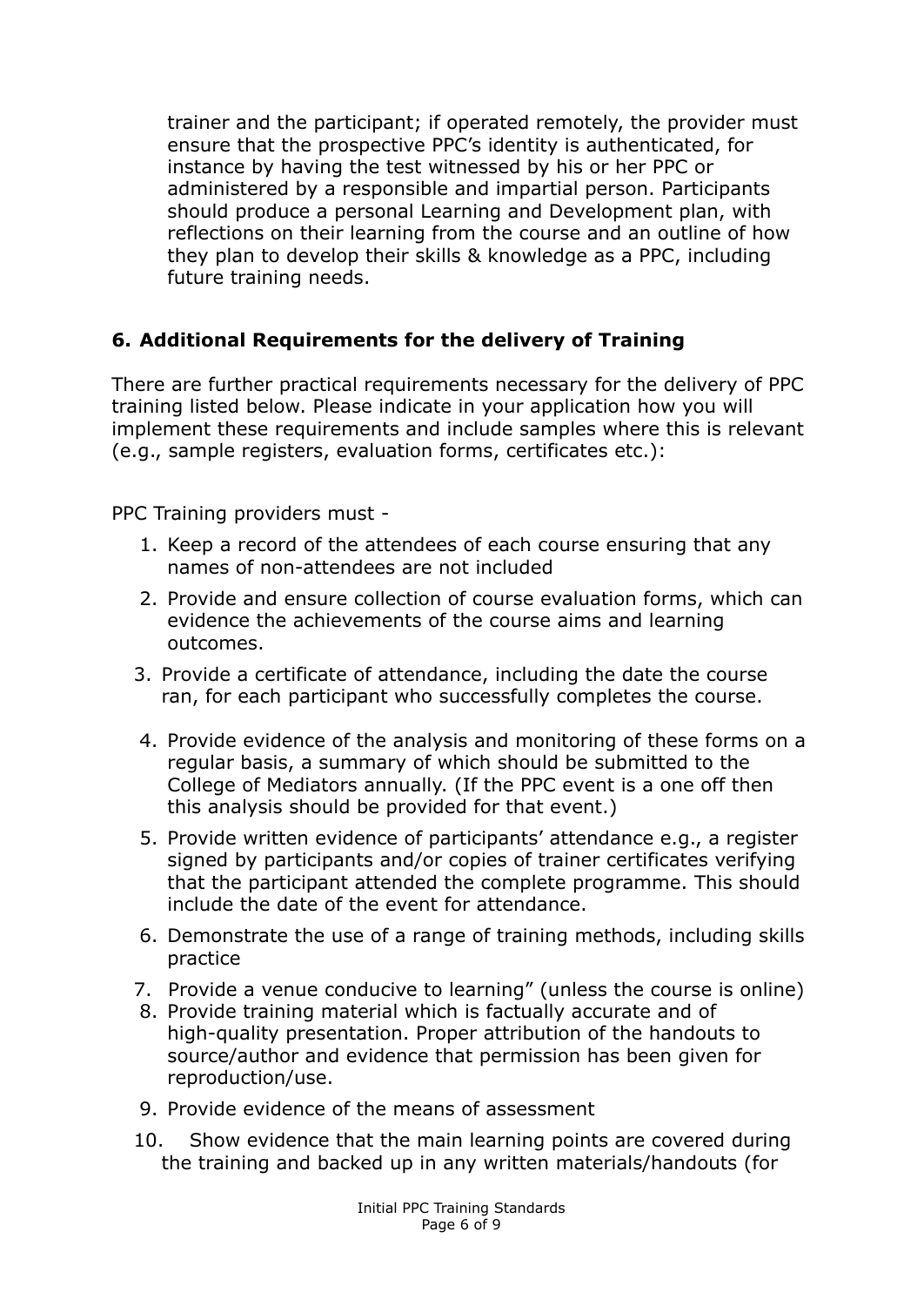trainer and the participant; if operated remotely, the provider must ensure that the prospective PPC's identity is authenticated, for instance by having the test witnessed by his or her PPC or administered by a responsible and impartial person. Participants should produce a personal Learning and Development plan, with reflections on their learning from the course and an outline of how they plan to develop their skills & knowledge as a PPC, including future training needs.

## 6. Additional Requirements for the delivery of Training

There are further practical requirements necessary for the delivery of PPC training listed below. Please indicate in your application how you will implement these requirements and include samples where this is relevant (e.g., sample registers, evaluation forms, certificates etc.):

PPC Training providers must -

1. Keep a record of the attendees of each course ensuring that any names of non-attendees are not included
2. Provide and ensure collection of course evaluation forms, which can evidence the achievements of the course aims and learning outcomes.
3. Provide a certificate of attendance, including the date the course ran, for each participant who successfully completes the course.
4. Provide evidence of the analysis and monitoring of these forms on a regular basis, a summary of which should be submitted to the College of Mediators annually. (If the PPC event is a one off then this analysis should be provided for that event.)
5. Provide written evidence of participants' attendance e.g., a register signed by participants and/or copies of trainer certificates verifying that the participant attended the complete programme. This should include the date of the event for attendance.
6. Demonstrate the use of a range of training methods, including skills practice
7. Provide a venue conducive to learning" (unless the course is online)
8. Provide training material which is factually accurate and of high-quality presentation. Proper attribution of the handouts to source/author and evidence that permission has been given for reproduction/use.
9. Provide evidence of the means of assessment
10. Show evidence that the main learning points are covered during the training and backed up in any written materials/handouts (for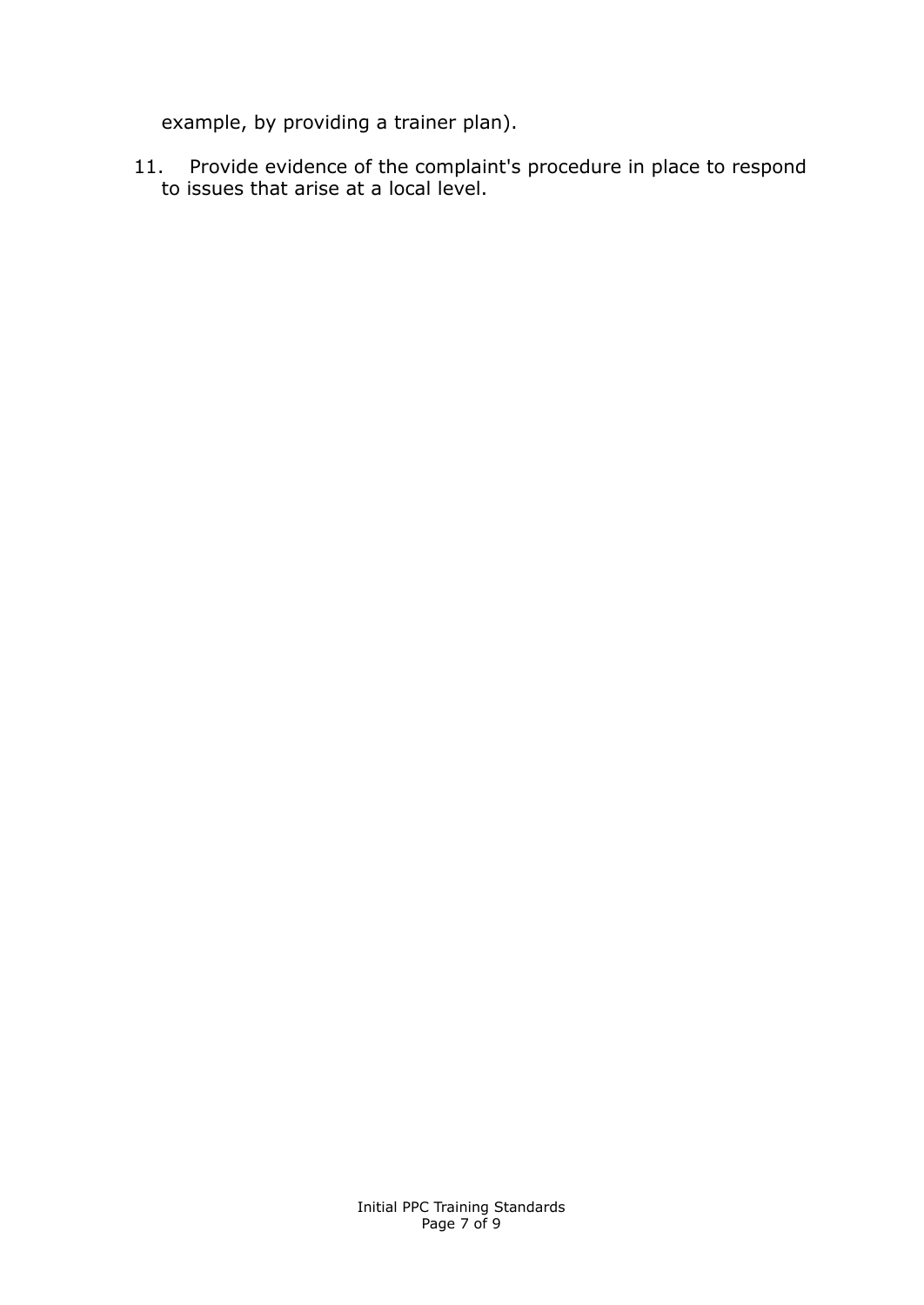example, by providing a trainer plan).

11. Provide evidence of the complaint's procedure in place to respond to issues that arise at a local level.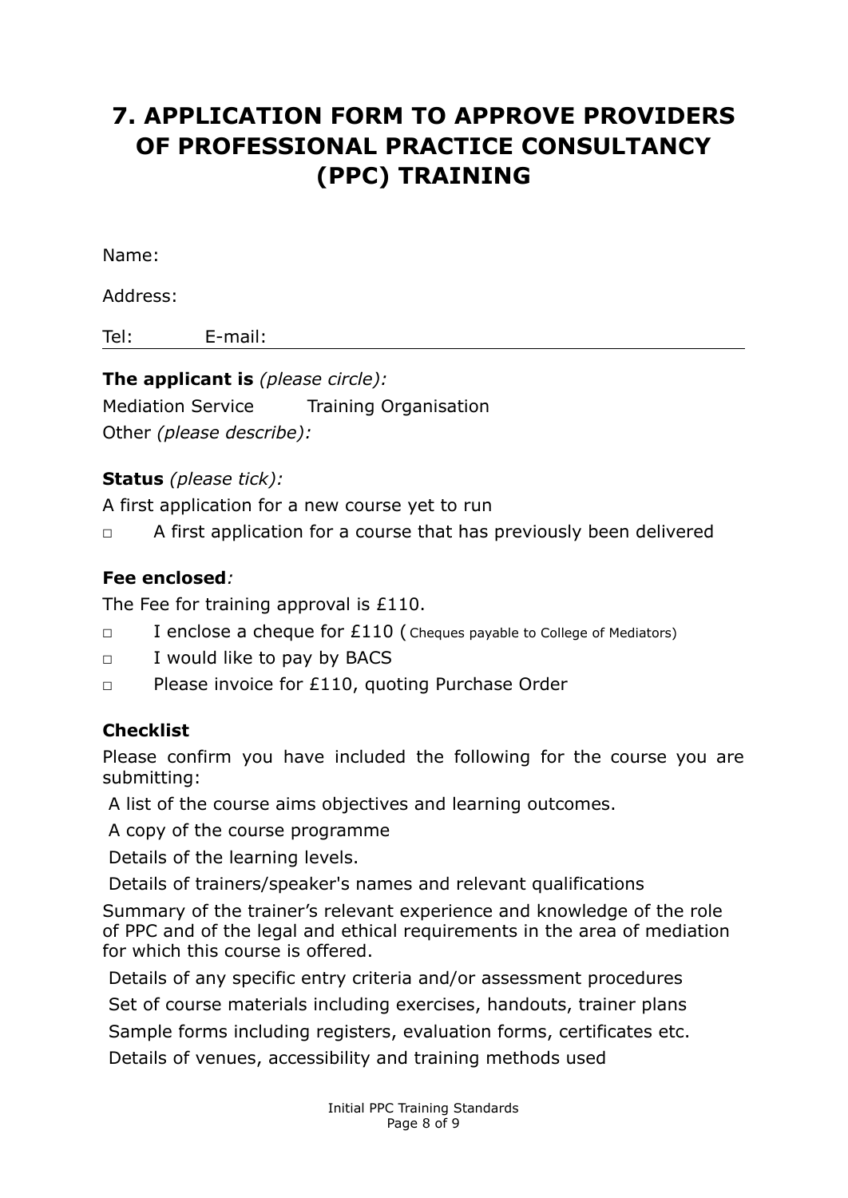# 7. APPLICATION FORM TO APPROVE PROVIDERS OF PROFESSIONAL PRACTICE CONSULTANCY (PPC) TRAINING

Name:

Address:

Tel: E-mail:

---

**The applicant is** *(please circle):*

Mediation Service Training Organisation

Other *(please describe):*

**Status** *(please tick):*

A first application for a new course yet to run

□ A first application for a course that has previously been delivered

**Fee enclosed***:*

The Fee for training approval is £110.

□ I enclose a cheque for £110 ( Cheques payable to College of Mediators)

□ I would like to pay by BACS

□ Please invoice for £110, quoting Purchase Order

**Checklist**

Please confirm you have included the following for the course you are submitting:

A list of the course aims objectives and learning outcomes.

A copy of the course programme

Details of the learning levels.

Details of trainers/speaker's names and relevant qualifications

Summary of the trainer's relevant experience and knowledge of the role of PPC and of the legal and ethical requirements in the area of mediation for which this course is offered.

Details of any specific entry criteria and/or assessment procedures

Set of course materials including exercises, handouts, trainer plans

Sample forms including registers, evaluation forms, certificates etc.

Details of venues, accessibility and training methods used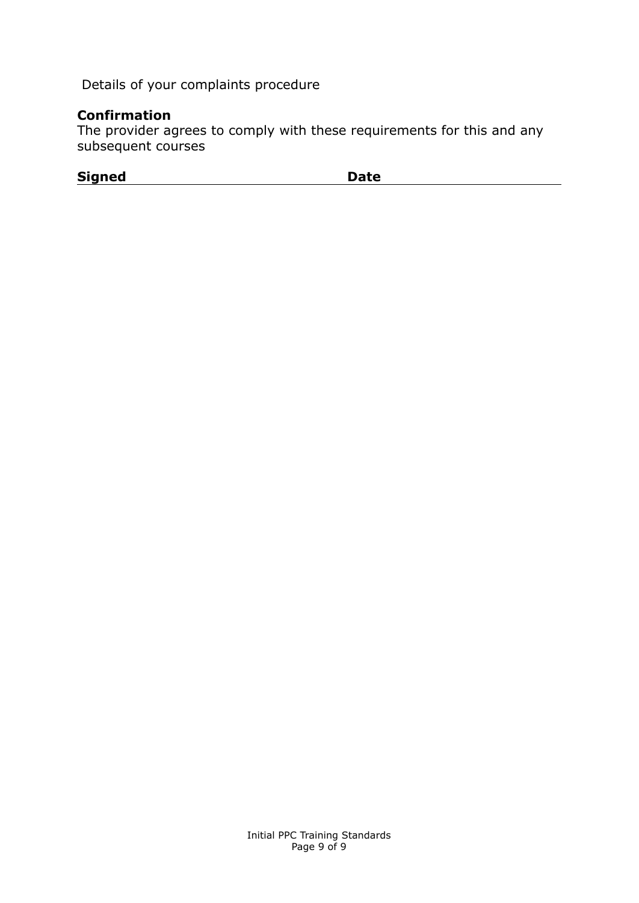Details of your complaints procedure

**Confirmation**

The provider agrees to comply with these requirements for this and any subsequent courses

**Signed** **Date**